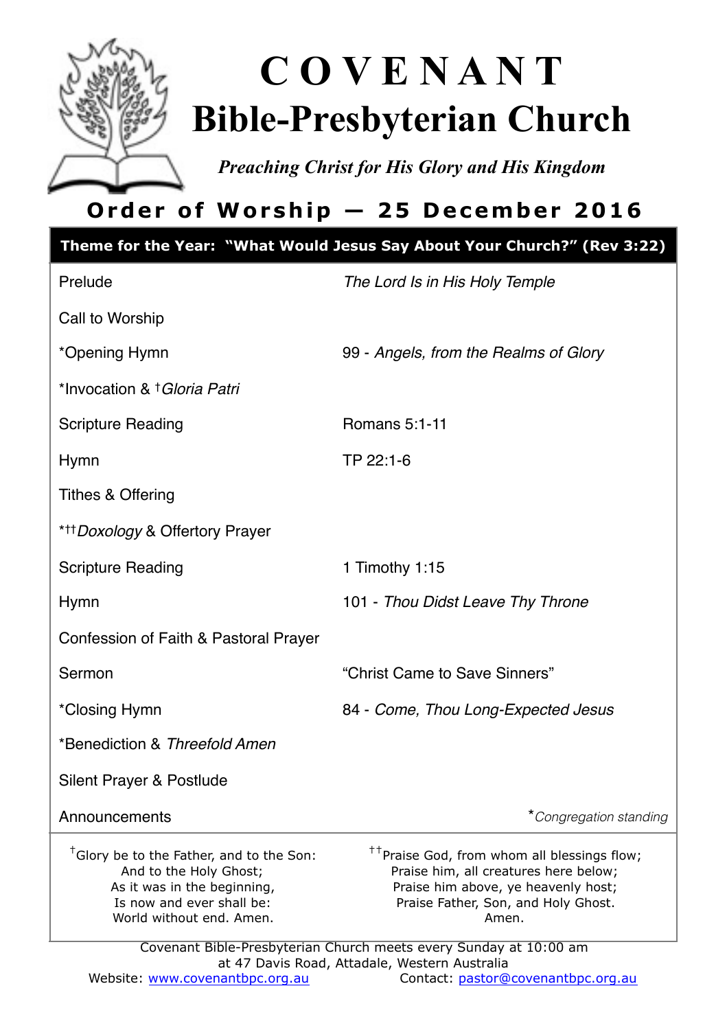# C O V E N A N T
# Bible-Presbyterian Church

*Preaching Christ for His Glory and His Kingdom*

## Order of Worship — 25 December 2016

| Theme for the Year: "What Would Jesus Say About Your Church?" (Rev 3:22) | |
|---|---|
| Prelude | *The Lord Is in His Holy Temple* |
| Call to Worship | |
| *Opening Hymn | 99 - *Angels, from the Realms of Glory* |
| *Invocation & †*Gloria Patri* | |
| Scripture Reading | Romans 5:1-11 |
| Hymn | TP 22:1-6 |
| Tithes & Offering | |
| *††*Doxology* & Offertory Prayer | |
| Scripture Reading | 1 Timothy 1:15 |
| Hymn | 101 - *Thou Didst Leave Thy Throne* |
| Confession of Faith & Pastoral Prayer | |
| Sermon | "Christ Came to Save Sinners" |
| *Closing Hymn | 84 - *Come, Thou Long-Expected Jesus* |
| *Benediction & *Threefold Amen* | |
| Silent Prayer & Postlude | |
| Announcements | **Congregation standing* |

†Glory be to the Father, and to the Son:
And to the Holy Ghost;
As it was in the beginning,
Is now and ever shall be:
World without end. Amen.

††Praise God, from whom all blessings flow;
Praise him, all creatures here below;
Praise him above, ye heavenly host;
Praise Father, Son, and Holy Ghost.
Amen.

Covenant Bible-Presbyterian Church meets every Sunday at 10:00 am
at 47 Davis Road, Attadale, Western Australia
Website: www.covenantbpc.org.au Contact: pastor@covenantbpc.org.au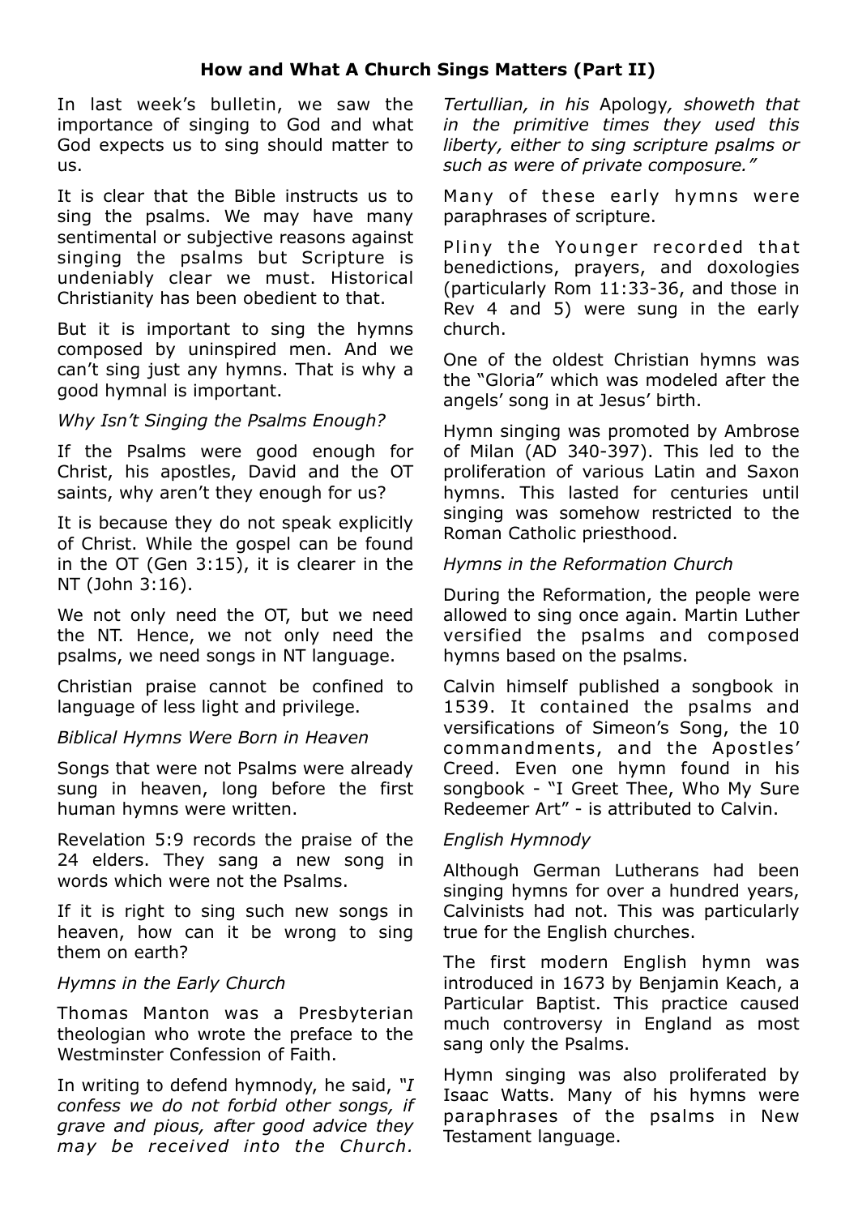## How and What A Church Sings Matters (Part II)

In last week's bulletin, we saw the importance of singing to God and what God expects us to sing should matter to us.

It is clear that the Bible instructs us to sing the psalms. We may have many sentimental or subjective reasons against singing the psalms but Scripture is undeniably clear we must. Historical Christianity has been obedient to that.

But it is important to sing the hymns composed by uninspired men. And we can't sing just any hymns. That is why a good hymnal is important.

*Why Isn't Singing the Psalms Enough?*

If the Psalms were good enough for Christ, his apostles, David and the OT saints, why aren't they enough for us?

It is because they do not speak explicitly of Christ. While the gospel can be found in the OT (Gen 3:15), it is clearer in the NT (John 3:16).

We not only need the OT, but we need the NT. Hence, we not only need the psalms, we need songs in NT language.

Christian praise cannot be confined to language of less light and privilege.

*Biblical Hymns Were Born in Heaven*

Songs that were not Psalms were already sung in heaven, long before the first human hymns were written.

Revelation 5:9 records the praise of the 24 elders. They sang a new song in words which were not the Psalms.

If it is right to sing such new songs in heaven, how can it be wrong to sing them on earth?

*Hymns in the Early Church*

Thomas Manton was a Presbyterian theologian who wrote the preface to the Westminster Confession of Faith.

In writing to defend hymnody, he said, *"I confess we do not forbid other songs, if grave and pious, after good advice they may be received into the Church. Tertullian, in his* Apology*, showeth that in the primitive times they used this liberty, either to sing scripture psalms or such as were of private composure."*

Many of these early hymns were paraphrases of scripture.

Pliny the Younger recorded that benedictions, prayers, and doxologies (particularly Rom 11:33-36, and those in Rev 4 and 5) were sung in the early church.

One of the oldest Christian hymns was the "Gloria" which was modeled after the angels' song in at Jesus' birth.

Hymn singing was promoted by Ambrose of Milan (AD 340-397). This led to the proliferation of various Latin and Saxon hymns. This lasted for centuries until singing was somehow restricted to the Roman Catholic priesthood.

*Hymns in the Reformation Church*

During the Reformation, the people were allowed to sing once again. Martin Luther versified the psalms and composed hymns based on the psalms.

Calvin himself published a songbook in 1539. It contained the psalms and versifications of Simeon's Song, the 10 commandments, and the Apostles' Creed. Even one hymn found in his songbook - "I Greet Thee, Who My Sure Redeemer Art" - is attributed to Calvin.

*English Hymnody*

Although German Lutherans had been singing hymns for over a hundred years, Calvinists had not. This was particularly true for the English churches.

The first modern English hymn was introduced in 1673 by Benjamin Keach, a Particular Baptist. This practice caused much controversy in England as most sang only the Psalms.

Hymn singing was also proliferated by Isaac Watts. Many of his hymns were paraphrases of the psalms in New Testament language.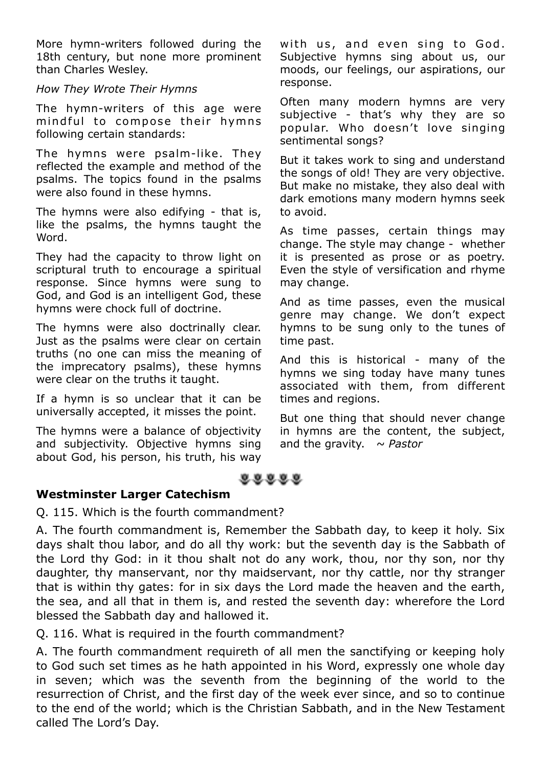More hymn-writers followed during the 18th century, but none more prominent than Charles Wesley.

*How They Wrote Their Hymns*

The hymn-writers of this age were mindful to compose their hymns following certain standards:

The hymns were psalm-like. They reflected the example and method of the psalms. The topics found in the psalms were also found in these hymns.

The hymns were also edifying - that is, like the psalms, the hymns taught the Word.

They had the capacity to throw light on scriptural truth to encourage a spiritual response. Since hymns were sung to God, and God is an intelligent God, these hymns were chock full of doctrine.

The hymns were also doctrinally clear. Just as the psalms were clear on certain truths (no one can miss the meaning of the imprecatory psalms), these hymns were clear on the truths it taught.

If a hymn is so unclear that it can be universally accepted, it misses the point.

The hymns were a balance of objectivity and subjectivity. Objective hymns sing about God, his person, his truth, his way with us, and even sing to God. Subjective hymns sing about us, our moods, our feelings, our aspirations, our response.

Often many modern hymns are very subjective - that's why they are so popular. Who doesn't love singing sentimental songs?

But it takes work to sing and understand the songs of old! They are very objective. But make no mistake, they also deal with dark emotions many modern hymns seek to avoid.

As time passes, certain things may change. The style may change - whether it is presented as prose or as poetry. Even the style of versification and rhyme may change.

And as time passes, even the musical genre may change. We don't expect hymns to be sung only to the tunes of time past.

And this is historical - many of the hymns we sing today have many tunes associated with them, from different times and regions.

But one thing that should never change in hymns are the content, the subject, and the gravity. ~ *Pastor*

## Westminster Larger Catechism

Q. 115. Which is the fourth commandment?

A. The fourth commandment is, Remember the Sabbath day, to keep it holy. Six days shalt thou labor, and do all thy work: but the seventh day is the Sabbath of the Lord thy God: in it thou shalt not do any work, thou, nor thy son, nor thy daughter, thy manservant, nor thy maidservant, nor thy cattle, nor thy stranger that is within thy gates: for in six days the Lord made the heaven and the earth, the sea, and all that in them is, and rested the seventh day: wherefore the Lord blessed the Sabbath day and hallowed it.

Q. 116. What is required in the fourth commandment?

A. The fourth commandment requireth of all men the sanctifying or keeping holy to God such set times as he hath appointed in his Word, expressly one whole day in seven; which was the seventh from the beginning of the world to the resurrection of Christ, and the first day of the week ever since, and so to continue to the end of the world; which is the Christian Sabbath, and in the New Testament called The Lord's Day.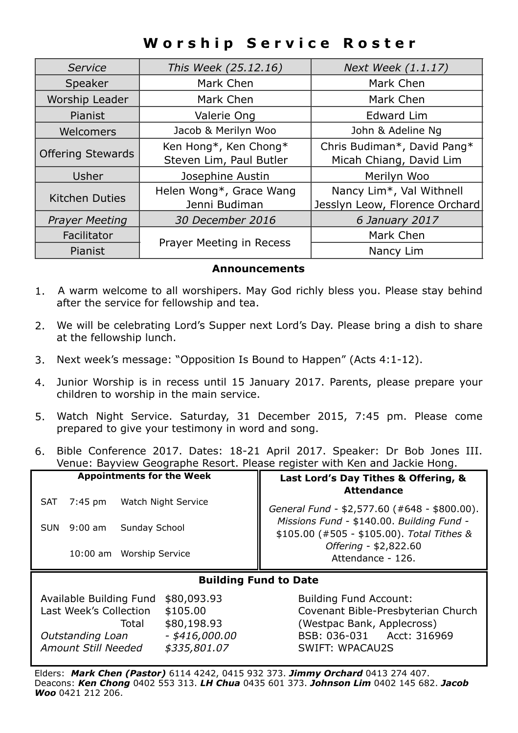# Worship Service Roster

| *Service* | *This Week (25.12.16)* | *Next Week (1.1.17)* |
|---|---|---|
| Speaker | Mark Chen | Mark Chen |
| Worship Leader | Mark Chen | Mark Chen |
| Pianist | Valerie Ong | Edward Lim |
| Welcomers | Jacob & Merilyn Woo | John & Adeline Ng |
| Offering Stewards | Ken Hong*, Ken Chong* Steven Lim, Paul Butler | Chris Budiman*, David Pang* Micah Chiang, David Lim |
| Usher | Josephine Austin | Merilyn Woo |
| Kitchen Duties | Helen Wong*, Grace Wang Jenni Budiman | Nancy Lim*, Val Withnell Jesslyn Leow, Florence Orchard |
| *Prayer Meeting* | *30 December 2016* | *6 January 2017* |
| Facilitator | Prayer Meeting in Recess | Mark Chen |
| Pianist | | Nancy Lim |

## Announcements

1. A warm welcome to all worshipers. May God richly bless you. Please stay behind after the service for fellowship and tea.
2. We will be celebrating Lord's Supper next Lord's Day. Please bring a dish to share at the fellowship lunch.
3. Next week's message: "Opposition Is Bound to Happen" (Acts 4:1-12).
4. Junior Worship is in recess until 15 January 2017. Parents, please prepare your children to worship in the main service.
5. Watch Night Service. Saturday, 31 December 2015, 7:45 pm. Please come prepared to give your testimony in word and song.
6. Bible Conference 2017. Dates: 18-21 April 2017. Speaker: Dr Bob Jones III. Venue: Bayview Geographe Resort. Please register with Ken and Jackie Hong.

### Appointments for the Week

| | | |
|---|---|---|
| SAT | 7:45 pm | Watch Night Service |
| SUN | 9:00 am | Sunday School |
| | 10:00 am | Worship Service |

### Last Lord's Day Tithes & Offering, & Attendance

*General Fund* - $2,577.60 (#648 - $800.00). *Missions Fund* - $140.00. *Building Fund* - $105.00 (#505 - $105.00). *Total Tithes & Offering* - $2,822.60
Attendance - 126.

### Building Fund to Date

| | |
|---|---|
| Available Building Fund | $80,093.93 |
| Last Week's Collection | $105.00 |
| Total | $80,198.93 |
| *Outstanding Loan* | *- $416,000.00* |
| *Amount Still Needed* | *$335,801.07* |

Building Fund Account:
Covenant Bible-Presbyterian Church
(Westpac Bank, Applecross)
BSB: 036-031 Acct: 316969
SWIFT: WPACAU2S

Elders: ***Mark Chen (Pastor)*** 6114 4242, 0415 932 373. ***Jimmy Orchard*** 0413 274 407.
Deacons: ***Ken Chong*** 0402 553 313. ***LH Chua*** 0435 601 373. ***Johnson Lim*** 0402 145 682. ***Jacob Woo*** 0421 212 206.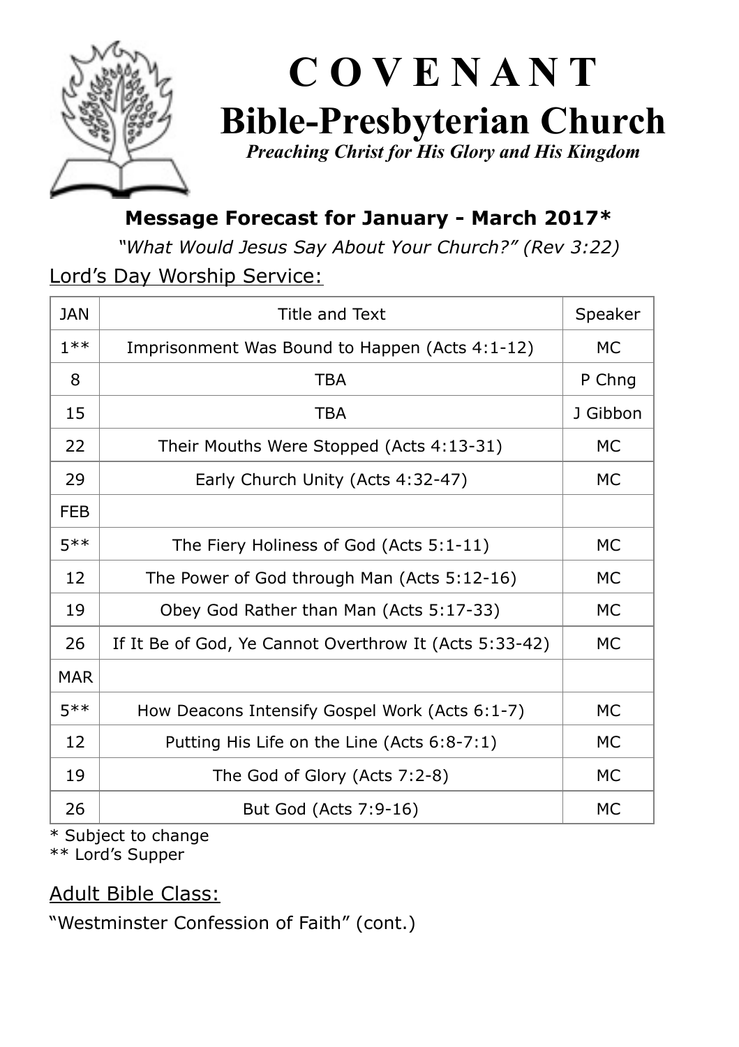# C O V E N A N T

## Bible-Presbyterian Church

*Preaching Christ for His Glory and His Kingdom*

### Message Forecast for January - March 2017*

*"What Would Jesus Say About Your Church?" (Rev 3:22)*

Lord's Day Worship Service:

| JAN | Title and Text | Speaker |
|---|---|---|
| 1** | Imprisonment Was Bound to Happen (Acts 4:1-12) | MC |
| 8 | TBA | P Chng |
| 15 | TBA | J Gibbon |
| 22 | Their Mouths Were Stopped (Acts 4:13-31) | MC |
| 29 | Early Church Unity (Acts 4:32-47) | MC |
| FEB | | |
| 5** | The Fiery Holiness of God (Acts 5:1-11) | MC |
| 12 | The Power of God through Man (Acts 5:12-16) | MC |
| 19 | Obey God Rather than Man (Acts 5:17-33) | MC |
| 26 | If It Be of God, Ye Cannot Overthrow It (Acts 5:33-42) | MC |
| MAR | | |
| 5** | How Deacons Intensify Gospel Work (Acts 6:1-7) | MC |
| 12 | Putting His Life on the Line (Acts 6:8-7:1) | MC |
| 19 | The God of Glory (Acts 7:2-8) | MC |
| 26 | But God (Acts 7:9-16) | MC |

* Subject to change
** Lord's Supper

Adult Bible Class:

"Westminster Confession of Faith" (cont.)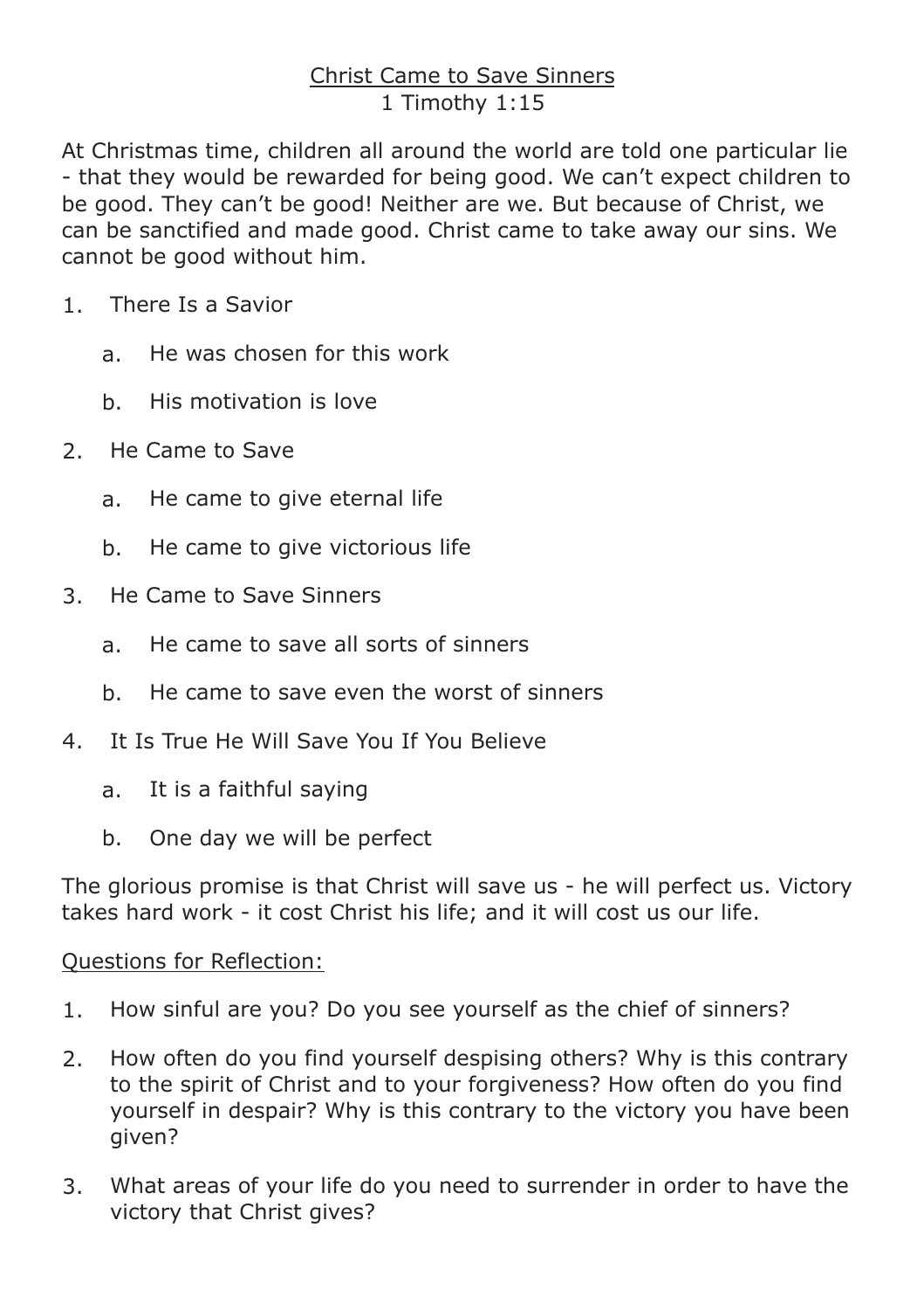<u>Christ Came to Save Sinners</u>
1 Timothy 1:15

At Christmas time, children all around the world are told one particular lie - that they would be rewarded for being good. We can't expect children to be good. They can't be good! Neither are we. But because of Christ, we can be sanctified and made good. Christ came to take away our sins. We cannot be good without him.

1. There Is a Savior
    a. He was chosen for this work
    b. His motivation is love
2. He Came to Save
    a. He came to give eternal life
    b. He came to give victorious life
3. He Came to Save Sinners
    a. He came to save all sorts of sinners
    b. He came to save even the worst of sinners
4. It Is True He Will Save You If You Believe
    a. It is a faithful saying
    b. One day we will be perfect

The glorious promise is that Christ will save us - he will perfect us. Victory takes hard work - it cost Christ his life; and it will cost us our life.

<u>Questions for Reflection:</u>

1. How sinful are you? Do you see yourself as the chief of sinners?
2. How often do you find yourself despising others? Why is this contrary to the spirit of Christ and to your forgiveness? How often do you find yourself in despair? Why is this contrary to the victory you have been given?
3. What areas of your life do you need to surrender in order to have the victory that Christ gives?